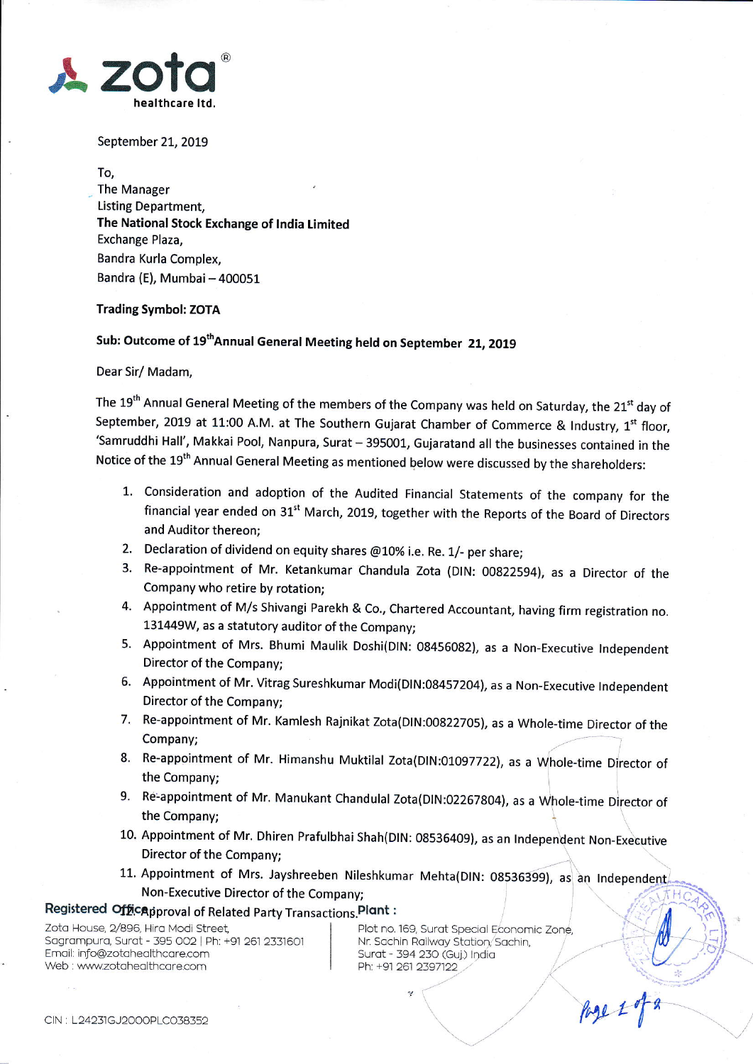**zota**®
**healthcare ltd.**

September 21, 2019

To,
The Manager
Listing Department,
**The National Stock Exchange of India Limited**
Exchange Plaza,
Bandra Kurla Complex,
Bandra (E), Mumbai – 400051

**Trading Symbol: ZOTA**

**Sub: Outcome of 19th Annual General Meeting held on September 21, 2019**

Dear Sir/ Madam,

The 19th Annual General Meeting of the members of the Company was held on Saturday, the 21st day of September, 2019 at 11:00 A.M. at The Southern Gujarat Chamber of Commerce & Industry, 1st floor, 'Samruddhi Hall', Makkai Pool, Nanpura, Surat – 395001, Gujaratand all the businesses contained in the Notice of the 19th Annual General Meeting as mentioned below were discussed by the shareholders:

1. Consideration and adoption of the Audited Financial Statements of the company for the financial year ended on 31st March, 2019, together with the Reports of the Board of Directors and Auditor thereon;
2. Declaration of dividend on equity shares @10% i.e. Re. 1/- per share;
3. Re-appointment of Mr. Ketankumar Chandula Zota (DIN: 00822594), as a Director of the Company who retire by rotation;
4. Appointment of M/s Shivangi Parekh & Co., Chartered Accountant, having firm registration no. 131449W, as a statutory auditor of the Company;
5. Appointment of Mrs. Bhumi Maulik Doshi(DIN: 08456082), as a Non-Executive Independent Director of the Company;
6. Appointment of Mr. Vitrag Sureshkumar Modi(DIN:08457204), as a Non-Executive Independent Director of the Company;
7. Re-appointment of Mr. Kamlesh Rajnikat Zota(DIN:00822705), as a Whole-time Director of the Company;
8. Re-appointment of Mr. Himanshu Muktilal Zota(DIN:01097722), as a Whole-time Director of the Company;
9. Re-appointment of Mr. Manukant Chandulal Zota(DIN:02267804), as a Whole-time Director of the Company;
10. Appointment of Mr. Dhiren Prafulbhai Shah(DIN: 08536409), as an Independent Non-Executive Director of the Company;
11. Appointment of Mrs. Jayshreeben Nileshkumar Mehta(DIN: 08536399), as an Independent Non-Executive Director of the Company;
12. Approval of Related Party Transactions.

**Registered Office :**
Zota House, 2/896, Hira Modi Street,
Sagrampura, Surat - 395 002 | Ph: +91 261 2331601
Email: info@zotahealthcare.com
Web : www.zotahealthcare.com

**Plant :**
Plot no. 169, Surat Special Economic Zone,
Nr. Sachin Railway Station, Sachin,
Surat - 394 230 (Guj.) India
Ph: +91 261 2397122

CIN : L24231GJ2000PLC038352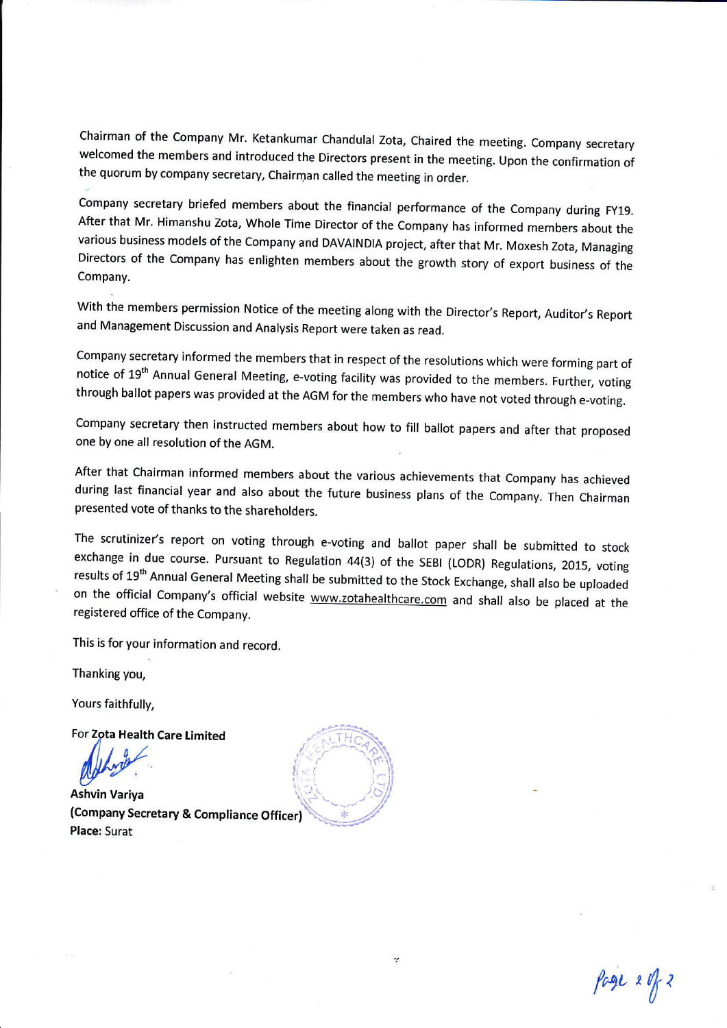Chairman of the Company Mr. Ketankumar Chandulal Zota, Chaired the meeting. Company secretary welcomed the members and introduced the Directors present in the meeting. Upon the confirmation of the quorum by company secretary, Chairman called the meeting in order.

Company secretary briefed members about the financial performance of the Company during FY19. After that Mr. Himanshu Zota, Whole Time Director of the Company has informed members about the various business models of the Company and DAVAINDIA project, after that Mr. Moxesh Zota, Managing Directors of the Company has enlighten members about the growth story of export business of the Company.

With the members permission Notice of the meeting along with the Director's Report, Auditor's Report and Management Discussion and Analysis Report were taken as read.

Company secretary informed the members that in respect of the resolutions which were forming part of notice of 19th Annual General Meeting, e-voting facility was provided to the members. Further, voting through ballot papers was provided at the AGM for the members who have not voted through e-voting.

Company secretary then instructed members about how to fill ballot papers and after that proposed one by one all resolution of the AGM.

After that Chairman informed members about the various achievements that Company has achieved during last financial year and also about the future business plans of the Company. Then Chairman presented vote of thanks to the shareholders.

The scrutinizer's report on voting through e-voting and ballot paper shall be submitted to stock exchange in due course. Pursuant to Regulation 44(3) of the SEBI (LODR) Regulations, 2015, voting results of 19th Annual General Meeting shall be submitted to the Stock Exchange, shall also be uploaded on the official Company's official website www.zotahealthcare.com and shall also be placed at the registered office of the Company.

This is for your information and record.

Thanking you,

Yours faithfully,

**For Zota Health Care Limited**

**Ashvin Variya**
**(Company Secretary & Compliance Officer)**
**Place:** Surat